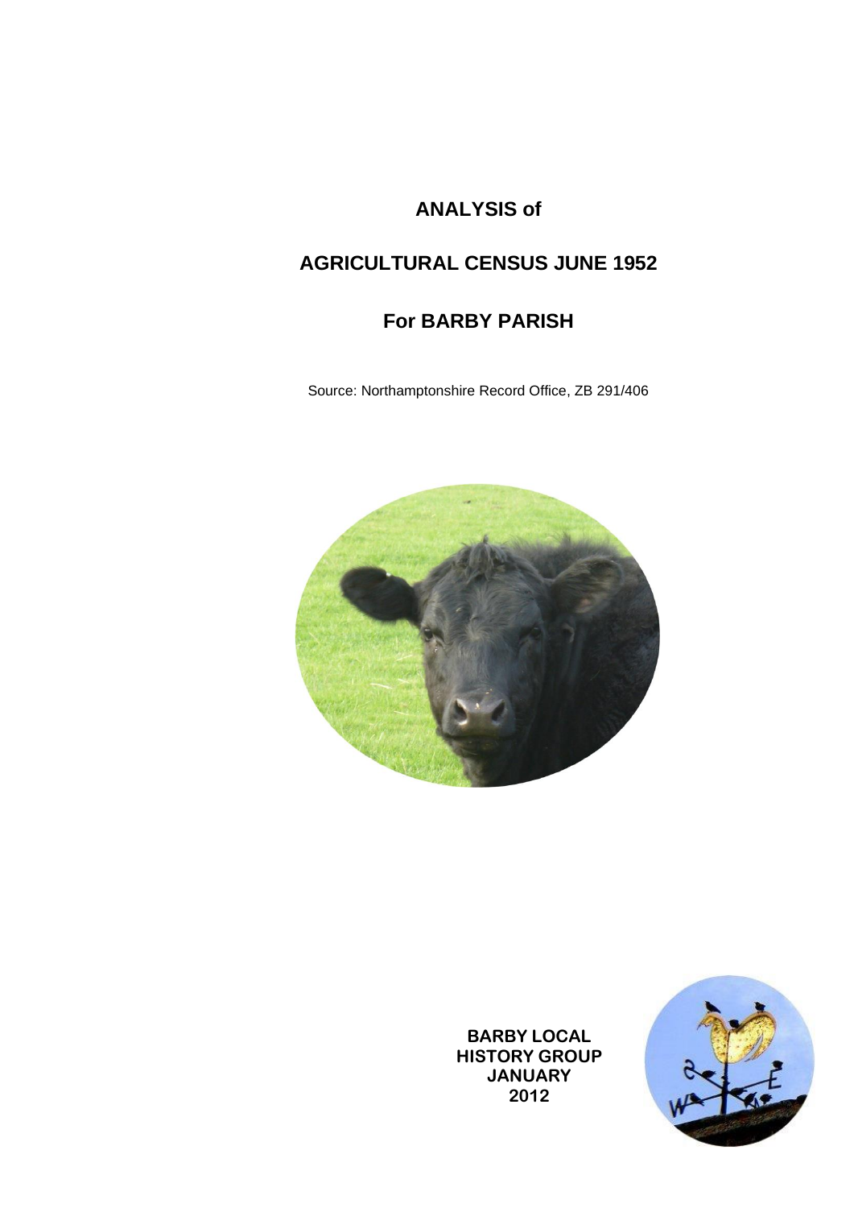# ANALYSIS of

# AGRICULTURAL CENSUS JUNE 1952

# For BARBY PARISH

Source: Northamptonshire Record Office, ZB 291/406

**BARBY LOCAL HISTORY GROUP JANUARY 2012**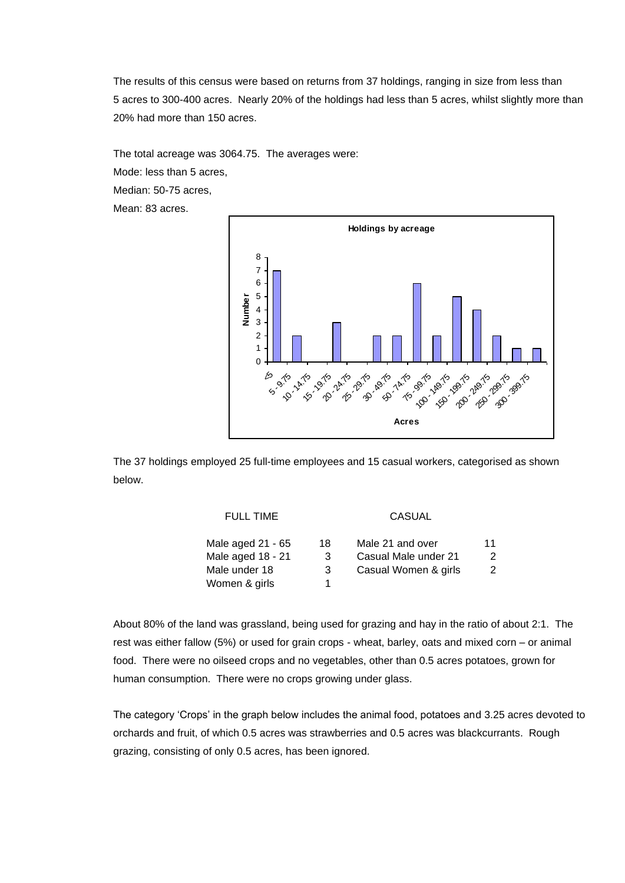The results of this census were based on returns from 37 holdings, ranging in size from less than 5 acres to 300-400 acres. Nearly 20% of the holdings had less than 5 acres, whilst slightly more than 20% had more than 150 acres.

The total acreage was 3064.75. The averages were:

Mode: less than 5 acres,

Median: 50-75 acres,

Mean: 83 acres.

**Holdings by acreage**

| Acres | Number |
|---|---|
| <5 | 7 |
| 5 - 9.75 | 2 |
| 10 - 14.75 | 0 |
| 15 - 19.75 | 3 |
| 20 - 24.75 | 0 |
| 25 - 29.75 | 2 |
| 30 - 49.75 | 2 |
| 50 - 74.75 | 6 |
| 75 - 99.75 | 2 |
| 100 - 149.75 | 5 |
| 150 - 199.75 | 4 |
| 200 - 249.75 | 2 |
| 250 - 299.75 | 1 |
| 300 - 399.75 | 1 |

The 37 holdings employed 25 full-time employees and 15 casual workers, categorised as shown below.

| FULL TIME | | CASUAL | |
|---|---|---|---|
| Male aged 21 - 65 | 18 | Male 21 and over | 11 |
| Male aged 18 - 21 | 3 | Casual Male under 21 | 2 |
| Male under 18 | 3 | Casual Women & girls | 2 |
| Women & girls | 1 | | |

About 80% of the land was grassland, being used for grazing and hay in the ratio of about 2:1. The rest was either fallow (5%) or used for grain crops - wheat, barley, oats and mixed corn – or animal food. There were no oilseed crops and no vegetables, other than 0.5 acres potatoes, grown for human consumption. There were no crops growing under glass.

The category 'Crops' in the graph below includes the animal food, potatoes and 3.25 acres devoted to orchards and fruit, of which 0.5 acres was strawberries and 0.5 acres was blackcurrants. Rough grazing, consisting of only 0.5 acres, has been ignored.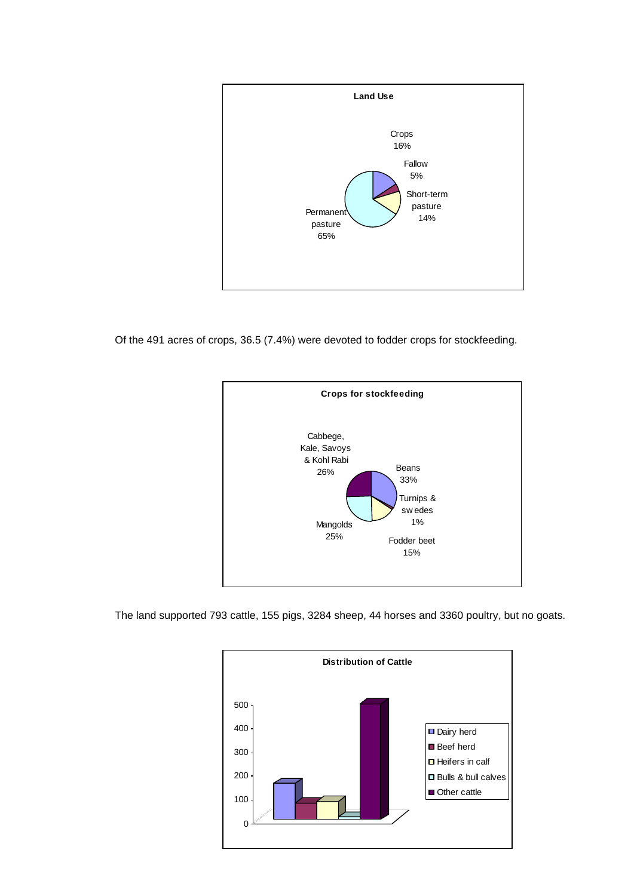**Land Use**

| Category | Share |
|---|---|
| Crops | 16% |
| Fallow | 5% |
| Short-term pasture | 14% |
| Permanent pasture | 65% |

Of the 491 acres of crops, 36.5 (7.4%) were devoted to fodder crops for stockfeeding.

**Crops for stockfeeding**

| Crop | Share |
|---|---|
| Beans | 33% |
| Turnips & swedes | 1% |
| Fodder beet | 15% |
| Mangolds | 25% |
| Cabbege, Kale, Savoys & Kohl Rabi | 26% |

The land supported 793 cattle, 155 pigs, 3284 sheep, 44 horses and 3360 poultry, but no goats.

**Distribution of Cattle**

Legend: Dairy herd, Beef herd, Heifers in calf, Bulls & bull calves, Other cattle

Y-axis: 0, 100, 200, 300, 400, 500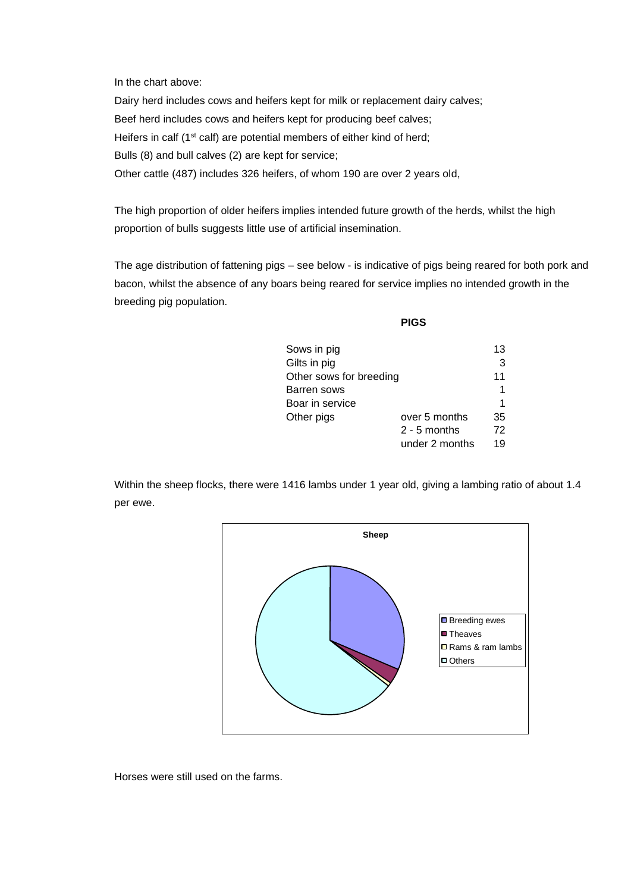In the chart above:

Dairy herd includes cows and heifers kept for milk or replacement dairy calves;

Beef herd includes cows and heifers kept for producing beef calves;

Heifers in calf (1st calf) are potential members of either kind of herd;

Bulls (8) and bull calves (2) are kept for service;

Other cattle (487) includes 326 heifers, of whom 190 are over 2 years old,

The high proportion of older heifers implies intended future growth of the herds, whilst the high proportion of bulls suggests little use of artificial insemination.

The age distribution of fattening pigs – see below - is indicative of pigs being reared for both pork and bacon, whilst the absence of any boars being reared for service implies no intended growth in the breeding pig population.

**PIGS**

| | | |
|---|---|---|
| Sows in pig | | 13 |
| Gilts in pig | | 3 |
| Other sows for breeding | | 11 |
| Barren sows | | 1 |
| Boar in service | | 1 |
| Other pigs | over 5 months | 35 |
| | 2 - 5 months | 72 |
| | under 2 months | 19 |

Within the sheep flocks, there were 1416 lambs under 1 year old, giving a lambing ratio of about 1.4 per ewe.

**Sheep**

Breeding ewes; Theaves; Rams & ram lambs; Others

Horses were still used on the farms.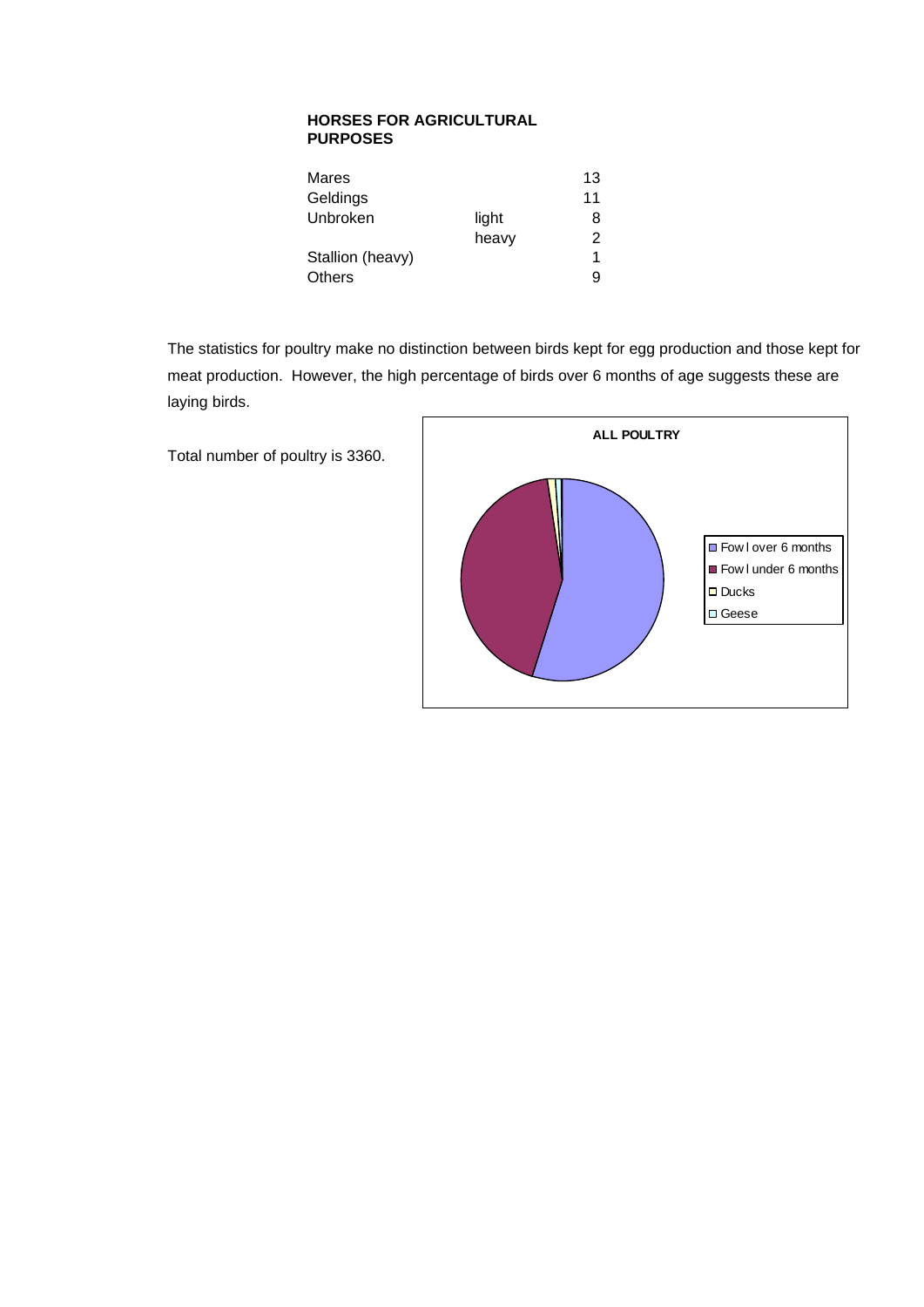### HORSES FOR AGRICULTURAL PURPOSES

| | | |
|---|---|---|
| Mares | | 13 |
| Geldings | | 11 |
| Unbroken | light | 8 |
| | heavy | 2 |
| Stallion (heavy) | | 1 |
| Others | | 9 |

The statistics for poultry make no distinction between birds kept for egg production and those kept for meat production. However, the high percentage of birds over 6 months of age suggests these are laying birds.

Total number of poultry is 3360.

ALL POULTRY

Fowl over 6 months

Fowl under 6 months

Ducks

Geese